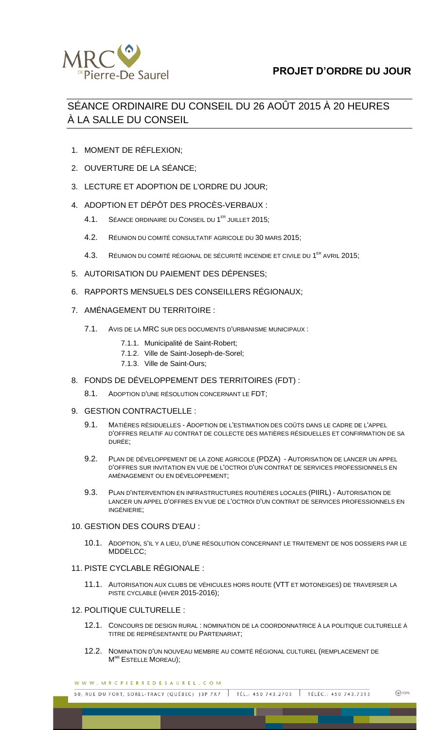# PROJET D'ORDRE DU JOUR

## SÉANCE ORDINAIRE DU CONSEIL DU 26 AOÛT 2015 À 20 HEURES À LA SALLE DU CONSEIL

1. MOMENT DE RÉFLEXION;
2. OUVERTURE DE LA SÉANCE;
3. LECTURE ET ADOPTION DE L'ORDRE DU JOUR;
4. ADOPTION ET DÉPÔT DES PROCÈS-VERBAUX :
   - 4.1. SÉANCE ORDINAIRE DU CONSEIL DU 1[ER] JUILLET 2015;
   - 4.2. RÉUNION DU COMITÉ CONSULTATIF AGRICOLE DU 30 MARS 2015;
   - 4.3. RÉUNION DU COMITÉ RÉGIONAL DE SÉCURITÉ INCENDIE ET CIVILE DU 1[ER] AVRIL 2015;
5. AUTORISATION DU PAIEMENT DES DÉPENSES;
6. RAPPORTS MENSUELS DES CONSEILLERS RÉGIONAUX;
7. AMÉNAGEMENT DU TERRITOIRE :
   - 7.1. AVIS DE LA MRC SUR DES DOCUMENTS D'URBANISME MUNICIPAUX :
     - 7.1.1. Municipalité de Saint-Robert;
     - 7.1.2. Ville de Saint-Joseph-de-Sorel;
     - 7.1.3. Ville de Saint-Ours;
8. FONDS DE DÉVELOPPEMENT DES TERRITOIRES (FDT) :
   - 8.1. ADOPTION D'UNE RÉSOLUTION CONCERNANT LE FDT;
9. GESTION CONTRACTUELLE :
   - 9.1. MATIÈRES RÉSIDUELLES - ADOPTION DE L'ESTIMATION DES COÛTS DANS LE CADRE DE L'APPEL D'OFFRES RELATIF AU CONTRAT DE COLLECTE DES MATIÈRES RÉSIDUELLES ET CONFIRMATION DE SA DURÉE;
   - 9.2. PLAN DE DÉVELOPPEMENT DE LA ZONE AGRICOLE (PDZA) - AUTORISATION DE LANCER UN APPEL D'OFFRES SUR INVITATION EN VUE DE L'OCTROI D'UN CONTRAT DE SERVICES PROFESSIONNELS EN AMÉNAGEMENT OU EN DÉVELOPPEMENT;
   - 9.3. PLAN D'INTERVENTION EN INFRASTRUCTURES ROUTIÈRES LOCALES (PIIRL) - AUTORISATION DE LANCER UN APPEL D'OFFRES EN VUE DE L'OCTROI D'UN CONTRAT DE SERVICES PROFESSIONNELS EN INGÉNIERIE;
10. GESTION DES COURS D'EAU :
    - 10.1. ADOPTION, S'IL Y A LIEU, D'UNE RÉSOLUTION CONCERNANT LE TRAITEMENT DE NOS DOSSIERS PAR LE MDDELCC;
11. PISTE CYCLABLE RÉGIONALE :
    - 11.1. AUTORISATION AUX CLUBS DE VÉHICULES HORS ROUTE (VTT ET MOTONEIGES) DE TRAVERSER LA PISTE CYCLABLE (HIVER 2015-2016);
12. POLITIQUE CULTURELLE :
    - 12.1. CONCOURS DE DESIGN RURAL : NOMINATION DE LA COORDONNATRICE À LA POLITIQUE CULTURELLE À TITRE DE REPRÉSENTANTE DU PARTENARIAT;
    - 12.2. NOMINATION D'UN NOUVEAU MEMBRE AU COMITÉ RÉGIONAL CULTUREL (REMPLACEMENT DE M[ME] ESTELLE MOREAU);

WWW.MRCPIERREDESAUREL.COM

50, RUE DU FORT, SOREL-TRACY (QUÉBEC) J3P 7X7 | TÉL.: 450 743.2703 | TÉLÉC.: 450 743.7313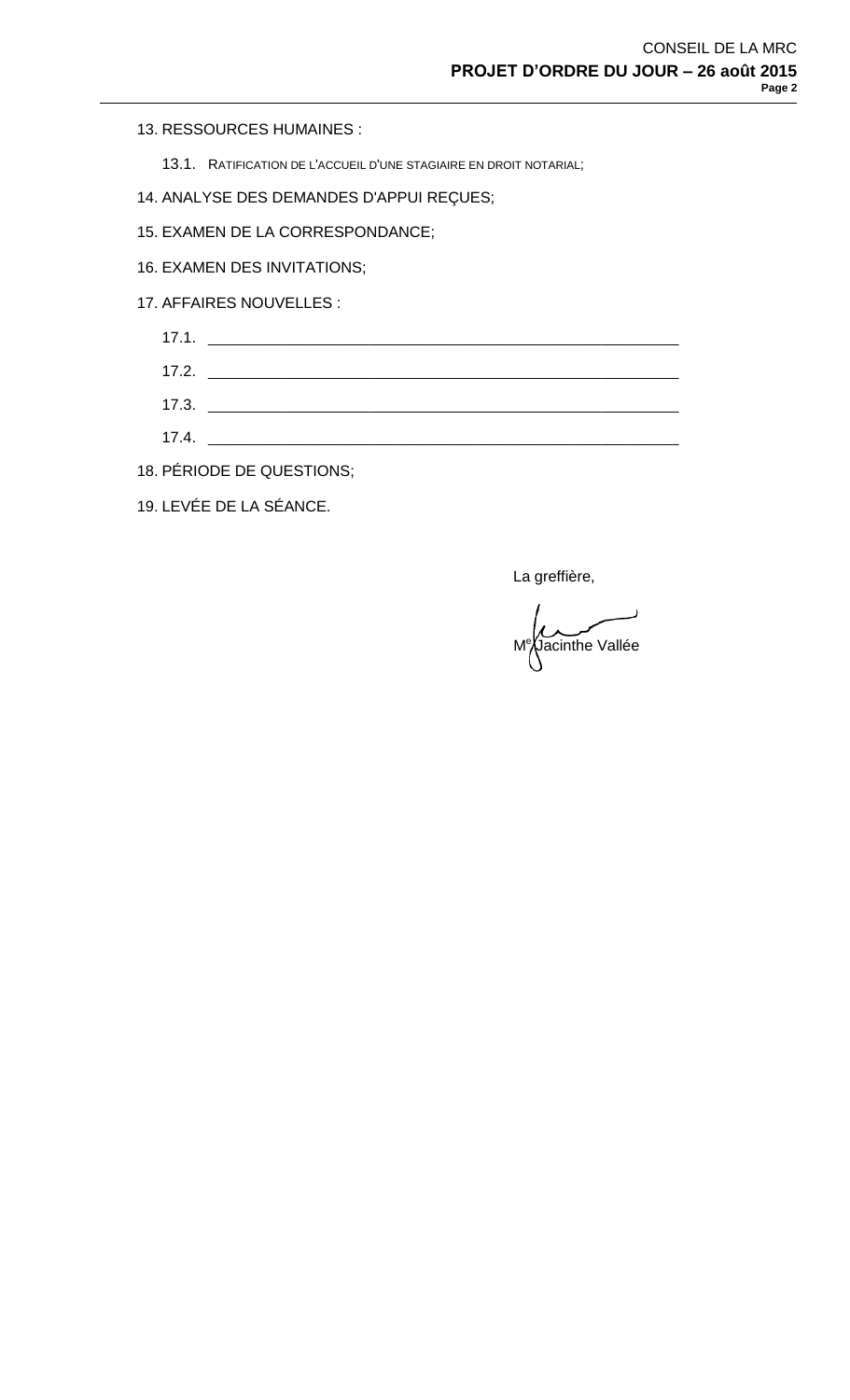13. RESSOURCES HUMAINES :

    13.1. Ratification de l'accueil d'une stagiaire en droit notarial;

14. ANALYSE DES DEMANDES D'APPUI REÇUES;

15. EXAMEN DE LA CORRESPONDANCE;

16. EXAMEN DES INVITATIONS;

17. AFFAIRES NOUVELLES :

    17.1. ______________________________________________

    17.2. ______________________________________________

    17.3. ______________________________________________

    17.4. ______________________________________________

18. PÉRIODE DE QUESTIONS;

19. LEVÉE DE LA SÉANCE.

La greffière,

M[e] Jacinthe Vallée